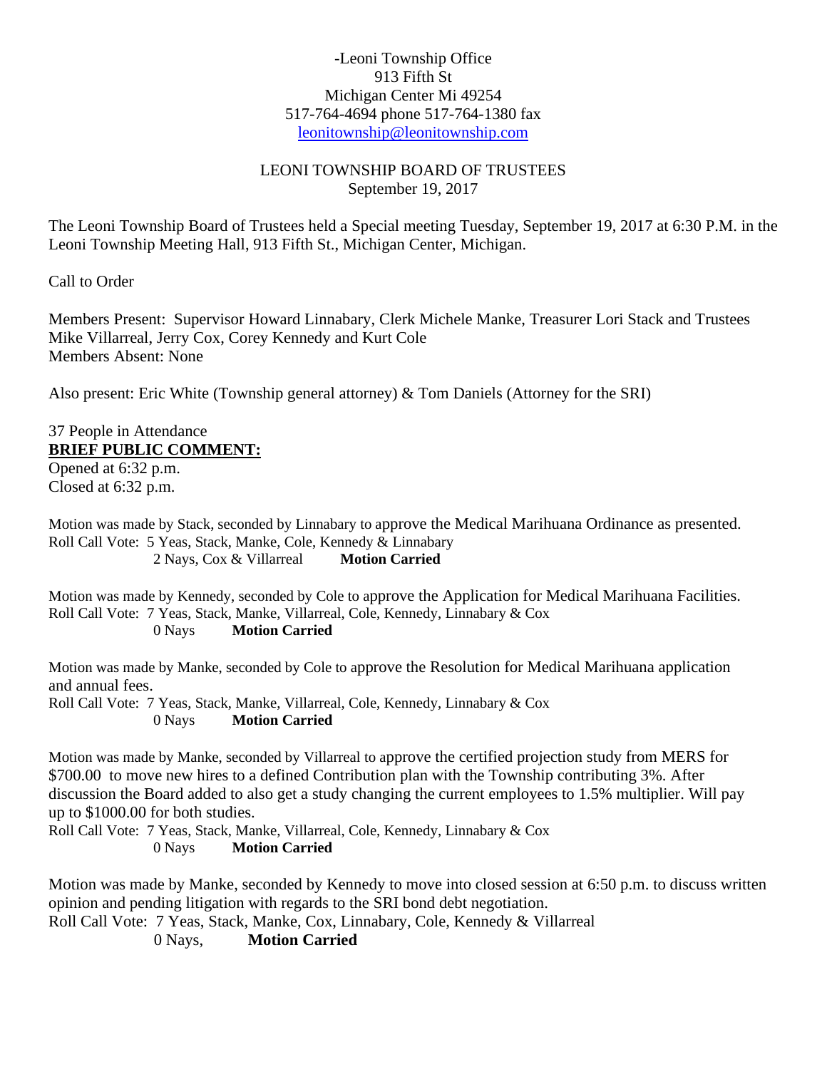-Leoni Township Office
913 Fifth St
Michigan Center Mi 49254
517-764-4694 phone 517-764-1380 fax
leonitownship@leonitownship.com

LEONI TOWNSHIP BOARD OF TRUSTEES
September 19, 2017

The Leoni Township Board of Trustees held a Special meeting Tuesday, September 19, 2017 at 6:30 P.M. in the Leoni Township Meeting Hall, 913 Fifth St., Michigan Center, Michigan.

Call to Order

Members Present: Supervisor Howard Linnabary, Clerk Michele Manke, Treasurer Lori Stack and Trustees Mike Villarreal, Jerry Cox, Corey Kennedy and Kurt Cole
Members Absent: None

Also present: Eric White (Township general attorney) & Tom Daniels (Attorney for the SRI)

37 People in Attendance

**BRIEF PUBLIC COMMENT:**

Opened at 6:32 p.m.
Closed at 6:32 p.m.

Motion was made by Stack, seconded by Linnabary to approve the Medical Marihuana Ordinance as presented.
Roll Call Vote: 5 Yeas, Stack, Manke, Cole, Kennedy & Linnabary
2 Nays, Cox & Villarreal **Motion Carried**

Motion was made by Kennedy, seconded by Cole to approve the Application for Medical Marihuana Facilities.
Roll Call Vote: 7 Yeas, Stack, Manke, Villarreal, Cole, Kennedy, Linnabary & Cox
0 Nays **Motion Carried**

Motion was made by Manke, seconded by Cole to approve the Resolution for Medical Marihuana application and annual fees.
Roll Call Vote: 7 Yeas, Stack, Manke, Villarreal, Cole, Kennedy, Linnabary & Cox
0 Nays **Motion Carried**

Motion was made by Manke, seconded by Villarreal to approve the certified projection study from MERS for $700.00 to move new hires to a defined Contribution plan with the Township contributing 3%. After discussion the Board added to also get a study changing the current employees to 1.5% multiplier. Will pay up to $1000.00 for both studies.
Roll Call Vote: 7 Yeas, Stack, Manke, Villarreal, Cole, Kennedy, Linnabary & Cox
0 Nays **Motion Carried**

Motion was made by Manke, seconded by Kennedy to move into closed session at 6:50 p.m. to discuss written opinion and pending litigation with regards to the SRI bond debt negotiation.
Roll Call Vote: 7 Yeas, Stack, Manke, Cox, Linnabary, Cole, Kennedy & Villarreal
0 Nays, **Motion Carried**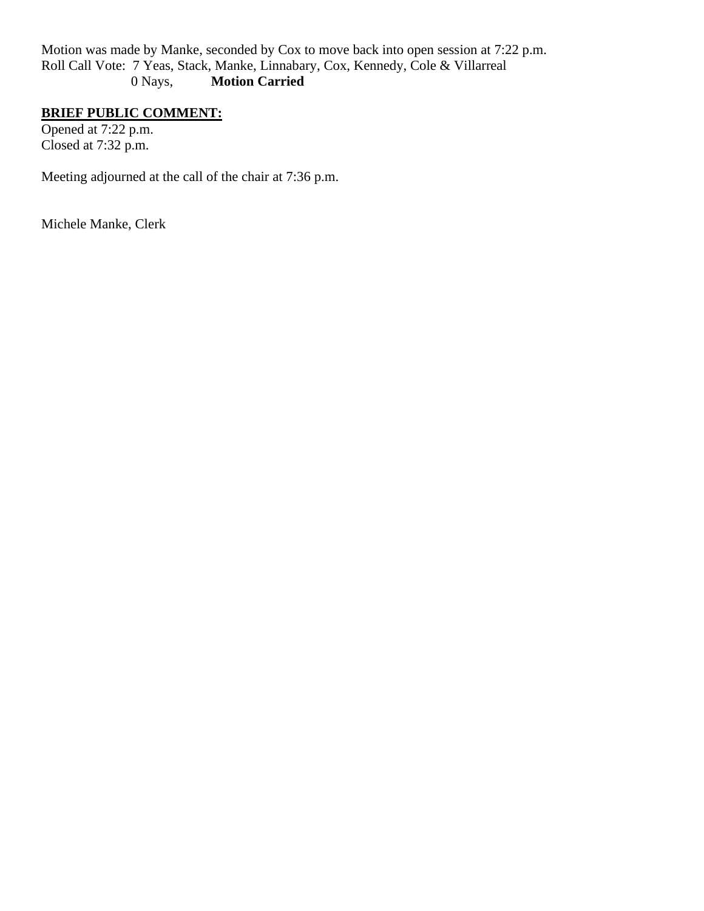Motion was made by Manke, seconded by Cox to move back into open session at 7:22 p.m.
Roll Call Vote: 7 Yeas, Stack, Manke, Linnabary, Cox, Kennedy, Cole & Villarreal
0 Nays, **Motion Carried**

**BRIEF PUBLIC COMMENT:**

Opened at 7:22 p.m.
Closed at 7:32 p.m.

Meeting adjourned at the call of the chair at 7:36 p.m.

Michele Manke, Clerk